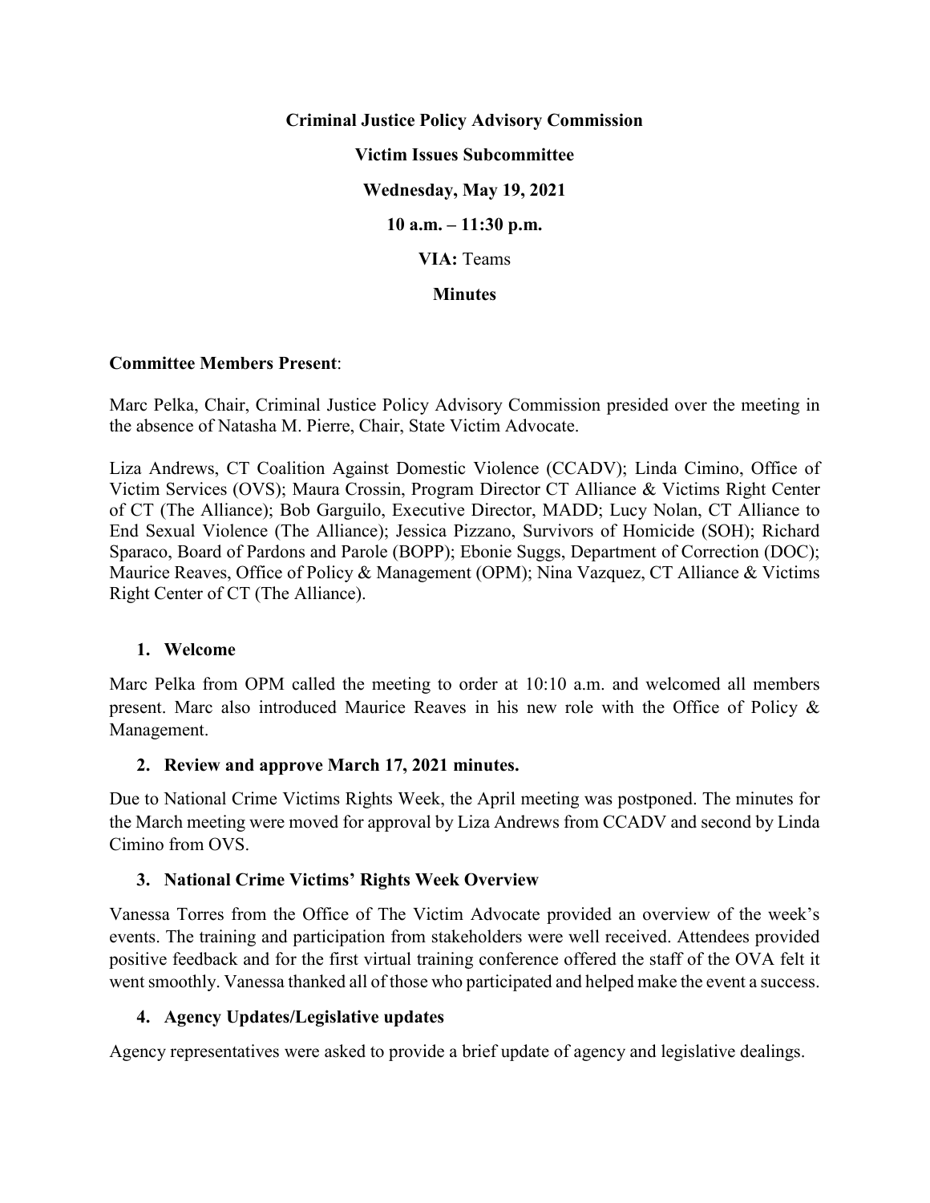**Criminal Justice Policy Advisory Commission**

**Victim Issues Subcommittee**

**Wednesday, May 19, 2021**

**10 a.m. – 11:30 p.m.**

**VIA:** Teams

**Minutes**

**Committee Members Present**:

Marc Pelka, Chair, Criminal Justice Policy Advisory Commission presided over the meeting in the absence of Natasha M. Pierre, Chair, State Victim Advocate.

Liza Andrews, CT Coalition Against Domestic Violence (CCADV); Linda Cimino, Office of Victim Services (OVS); Maura Crossin, Program Director CT Alliance & Victims Right Center of CT (The Alliance); Bob Garguilo, Executive Director, MADD; Lucy Nolan, CT Alliance to End Sexual Violence (The Alliance); Jessica Pizzano, Survivors of Homicide (SOH); Richard Sparaco, Board of Pardons and Parole (BOPP); Ebonie Suggs, Department of Correction (DOC); Maurice Reaves, Office of Policy & Management (OPM); Nina Vazquez, CT Alliance & Victims Right Center of CT (The Alliance).

1. **Welcome**

Marc Pelka from OPM called the meeting to order at 10:10 a.m. and welcomed all members present. Marc also introduced Maurice Reaves in his new role with the Office of Policy & Management.

2. **Review and approve March 17, 2021 minutes.**

Due to National Crime Victims Rights Week, the April meeting was postponed. The minutes for the March meeting were moved for approval by Liza Andrews from CCADV and second by Linda Cimino from OVS.

3. **National Crime Victims' Rights Week Overview**

Vanessa Torres from the Office of The Victim Advocate provided an overview of the week's events. The training and participation from stakeholders were well received. Attendees provided positive feedback and for the first virtual training conference offered the staff of the OVA felt it went smoothly. Vanessa thanked all of those who participated and helped make the event a success.

4. **Agency Updates/Legislative updates**

Agency representatives were asked to provide a brief update of agency and legislative dealings.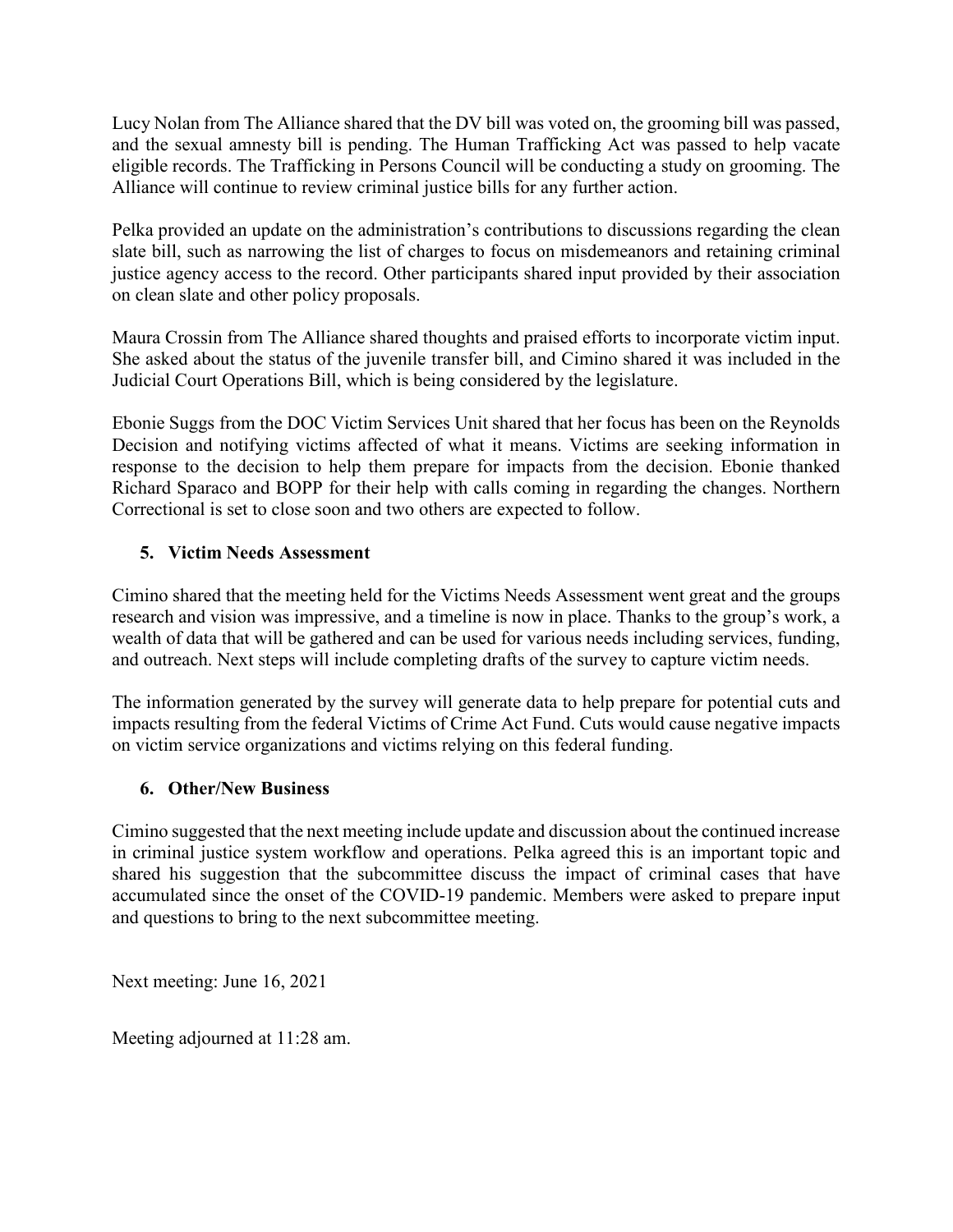Lucy Nolan from The Alliance shared that the DV bill was voted on, the grooming bill was passed, and the sexual amnesty bill is pending. The Human Trafficking Act was passed to help vacate eligible records. The Trafficking in Persons Council will be conducting a study on grooming. The Alliance will continue to review criminal justice bills for any further action.

Pelka provided an update on the administration's contributions to discussions regarding the clean slate bill, such as narrowing the list of charges to focus on misdemeanors and retaining criminal justice agency access to the record. Other participants shared input provided by their association on clean slate and other policy proposals.

Maura Crossin from The Alliance shared thoughts and praised efforts to incorporate victim input. She asked about the status of the juvenile transfer bill, and Cimino shared it was included in the Judicial Court Operations Bill, which is being considered by the legislature.

Ebonie Suggs from the DOC Victim Services Unit shared that her focus has been on the Reynolds Decision and notifying victims affected of what it means. Victims are seeking information in response to the decision to help them prepare for impacts from the decision. Ebonie thanked Richard Sparaco and BOPP for their help with calls coming in regarding the changes. Northern Correctional is set to close soon and two others are expected to follow.

## 5. Victim Needs Assessment

Cimino shared that the meeting held for the Victims Needs Assessment went great and the groups research and vision was impressive, and a timeline is now in place. Thanks to the group's work, a wealth of data that will be gathered and can be used for various needs including services, funding, and outreach. Next steps will include completing drafts of the survey to capture victim needs.

The information generated by the survey will generate data to help prepare for potential cuts and impacts resulting from the federal Victims of Crime Act Fund. Cuts would cause negative impacts on victim service organizations and victims relying on this federal funding.

## 6. Other/New Business

Cimino suggested that the next meeting include update and discussion about the continued increase in criminal justice system workflow and operations. Pelka agreed this is an important topic and shared his suggestion that the subcommittee discuss the impact of criminal cases that have accumulated since the onset of the COVID-19 pandemic. Members were asked to prepare input and questions to bring to the next subcommittee meeting.

Next meeting: June 16, 2021

Meeting adjourned at 11:28 am.